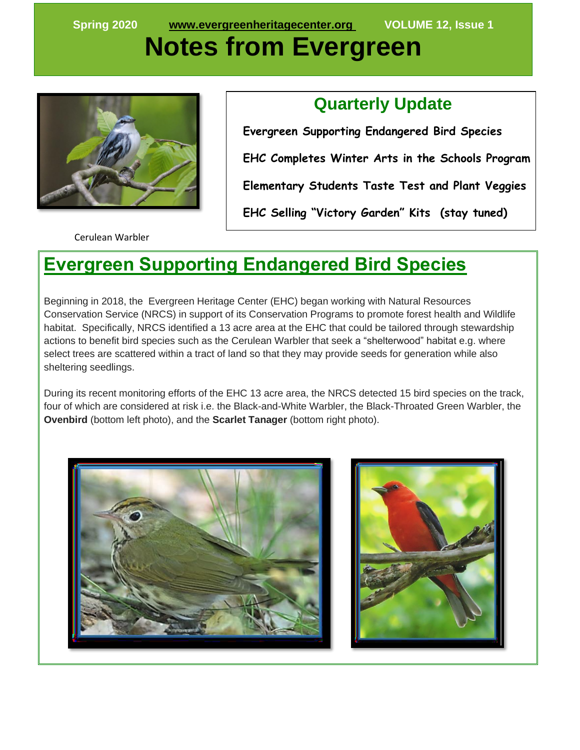Spring 2020 www.evergreenheritagecenter.org VOLUME 12, Issue 1

# Notes from Evergreen

Cerulean Warbler

## Quarterly Update

**Evergreen Supporting Endangered Bird Species**

**EHC Completes Winter Arts in the Schools Program**

**Elementary Students Taste Test and Plant Veggies**

**EHC Selling "Victory Garden" Kits (stay tuned)**

## Evergreen Supporting Endangered Bird Species

Beginning in 2018, the Evergreen Heritage Center (EHC) began working with Natural Resources Conservation Service (NRCS) in support of its Conservation Programs to promote forest health and Wildlife habitat. Specifically, NRCS identified a 13 acre area at the EHC that could be tailored through stewardship actions to benefit bird species such as the Cerulean Warbler that seek a "shelterwood" habitat e.g. where select trees are scattered within a tract of land so that they may provide seeds for generation while also sheltering seedlings.

During its recent monitoring efforts of the EHC 13 acre area, the NRCS detected 15 bird species on the track, four of which are considered at risk i.e. the Black-and-White Warbler, the Black-Throated Green Warbler, the **Ovenbird** (bottom left photo), and the **Scarlet Tanager** (bottom right photo).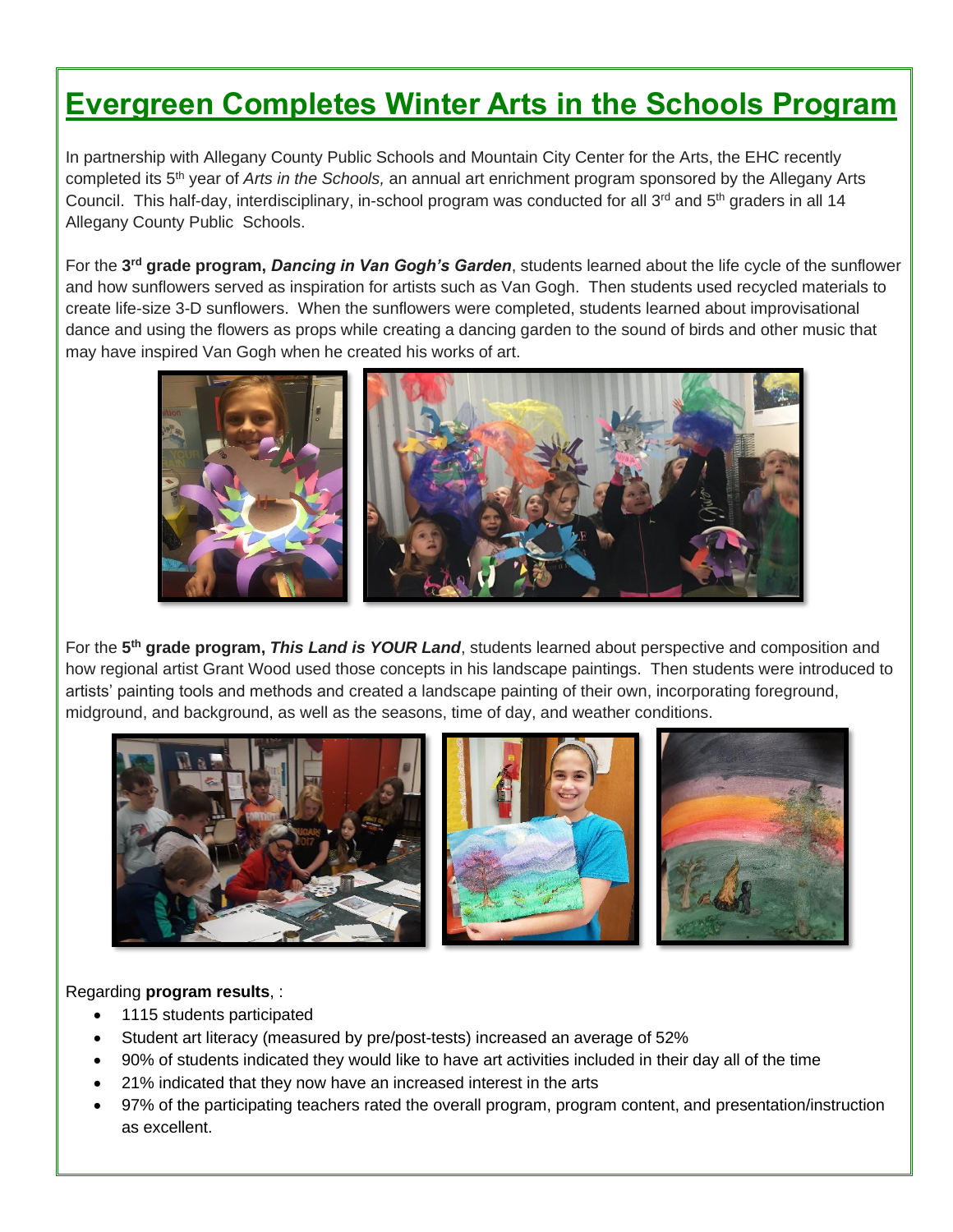# Evergreen Completes Winter Arts in the Schools Program

In partnership with Allegany County Public Schools and Mountain City Center for the Arts, the EHC recently completed its 5th year of *Arts in the Schools,* an annual art enrichment program sponsored by the Allegany Arts Council. This half-day, interdisciplinary, in-school program was conducted for all 3rd and 5th graders in all 14 Allegany County Public Schools.

For the **3rd grade program, *Dancing in Van Gogh's Garden***, students learned about the life cycle of the sunflower and how sunflowers served as inspiration for artists such as Van Gogh. Then students used recycled materials to create life-size 3-D sunflowers. When the sunflowers were completed, students learned about improvisational dance and using the flowers as props while creating a dancing garden to the sound of birds and other music that may have inspired Van Gogh when he created his works of art.

For the **5th grade program, *This Land is YOUR Land***, students learned about perspective and composition and how regional artist Grant Wood used those concepts in his landscape paintings. Then students were introduced to artists' painting tools and methods and created a landscape painting of their own, incorporating foreground, midground, and background, as well as the seasons, time of day, and weather conditions.

Regarding **program results**, :

- 1115 students participated
- Student art literacy (measured by pre/post-tests) increased an average of 52%
- 90% of students indicated they would like to have art activities included in their day all of the time
- 21% indicated that they now have an increased interest in the arts
- 97% of the participating teachers rated the overall program, program content, and presentation/instruction as excellent.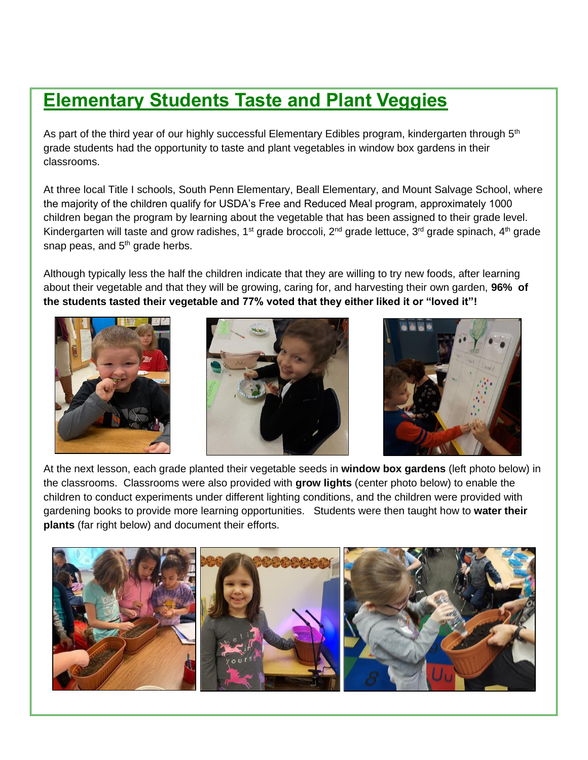# Elementary Students Taste and Plant Veggies

As part of the third year of our highly successful Elementary Edibles program, kindergarten through 5th grade students had the opportunity to taste and plant vegetables in window box gardens in their classrooms.

At three local Title I schools, South Penn Elementary, Beall Elementary, and Mount Salvage School, where the majority of the children qualify for USDA's Free and Reduced Meal program, approximately 1000 children began the program by learning about the vegetable that has been assigned to their grade level. Kindergarten will taste and grow radishes, 1st grade broccoli, 2nd grade lettuce, 3rd grade spinach, 4th grade snap peas, and 5th grade herbs.

Although typically less the half the children indicate that they are willing to try new foods, after learning about their vegetable and that they will be growing, caring for, and harvesting their own garden, **96% of the students tasted their vegetable and 77% voted that they either liked it or "loved it"!**

At the next lesson, each grade planted their vegetable seeds in **window box gardens** (left photo below) in the classrooms. Classrooms were also provided with **grow lights** (center photo below) to enable the children to conduct experiments under different lighting conditions, and the children were provided with gardening books to provide more learning opportunities. Students were then taught how to **water their plants** (far right below) and document their efforts.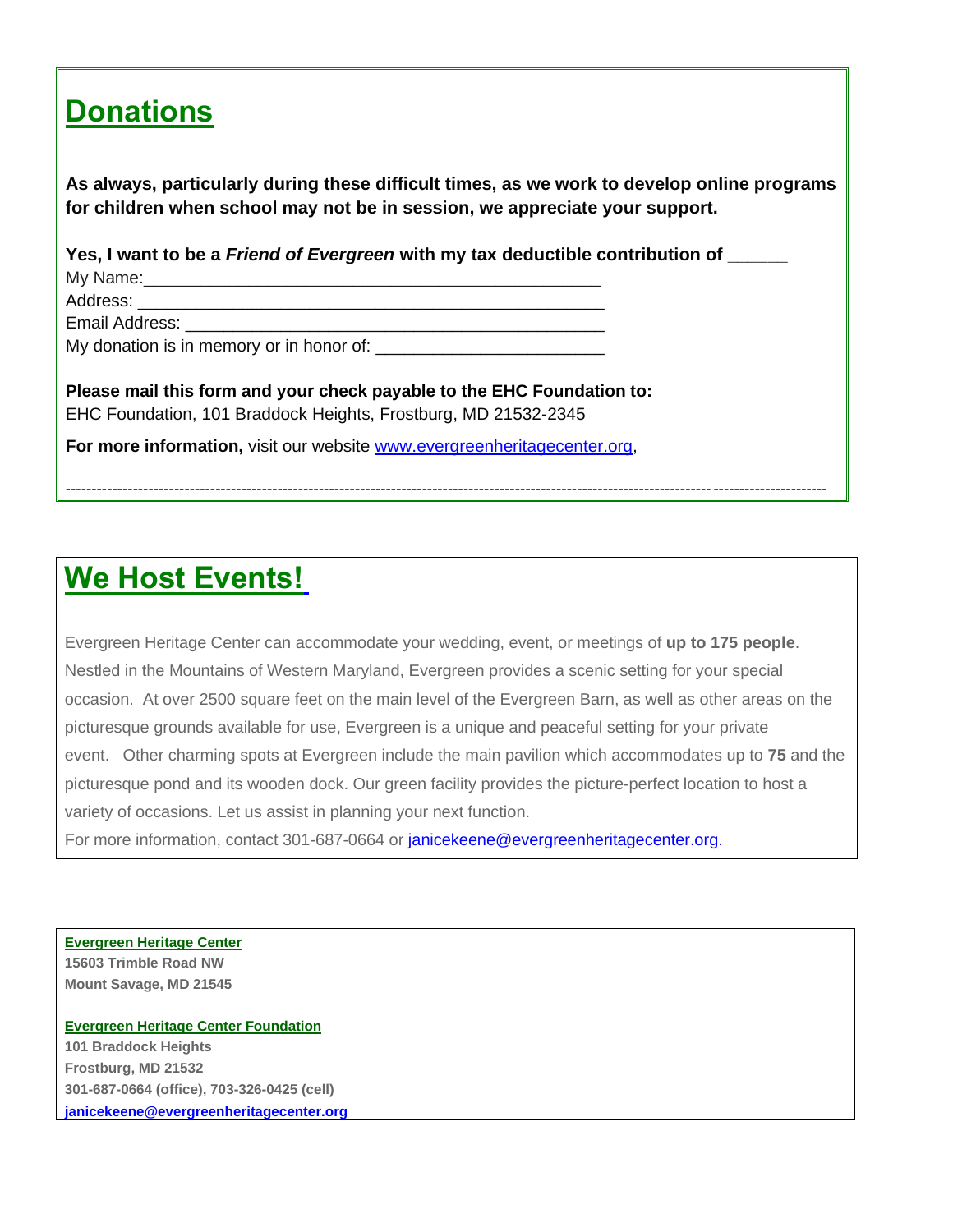## Donations

**As always, particularly during these difficult times, as we work to develop online programs for children when school may not be in session, we appreciate your support.**

**Yes, I want to be a *Friend of Evergreen* with my tax deductible contribution of ______**

My Name:__________________________________________________

Address: __________________________________________________

Email Address: _____________________________________________

My donation is in memory or in honor of: _______________________

**Please mail this form and your check payable to the EHC Foundation to:**
EHC Foundation, 101 Braddock Heights, Frostburg, MD 21532-2345

**For more information,** visit our website www.evergreenheritagecenter.org,

-----------------------------------------------------------------------------------------------------------------------------------------------

## We Host Events!

Evergreen Heritage Center can accommodate your wedding, event, or meetings of **up to 175 people**. Nestled in the Mountains of Western Maryland, Evergreen provides a scenic setting for your special occasion. At over 2500 square feet on the main level of the Evergreen Barn, as well as other areas on the picturesque grounds available for use, Evergreen is a unique and peaceful setting for your private event. Other charming spots at Evergreen include the main pavilion which accommodates up to **75** and the picturesque pond and its wooden dock. Our green facility provides the picture-perfect location to host a variety of occasions. Let us assist in planning your next function.

For more information, contact 301-687-0664 or janicekeene@evergreenheritagecenter.org.

**Evergreen Heritage Center**
**15603 Trimble Road NW**
**Mount Savage, MD 21545**

**Evergreen Heritage Center Foundation**
**101 Braddock Heights**
**Frostburg, MD 21532**
**301-687-0664 (office), 703-326-0425 (cell)**
**janicekeene@evergreenheritagecenter.org**